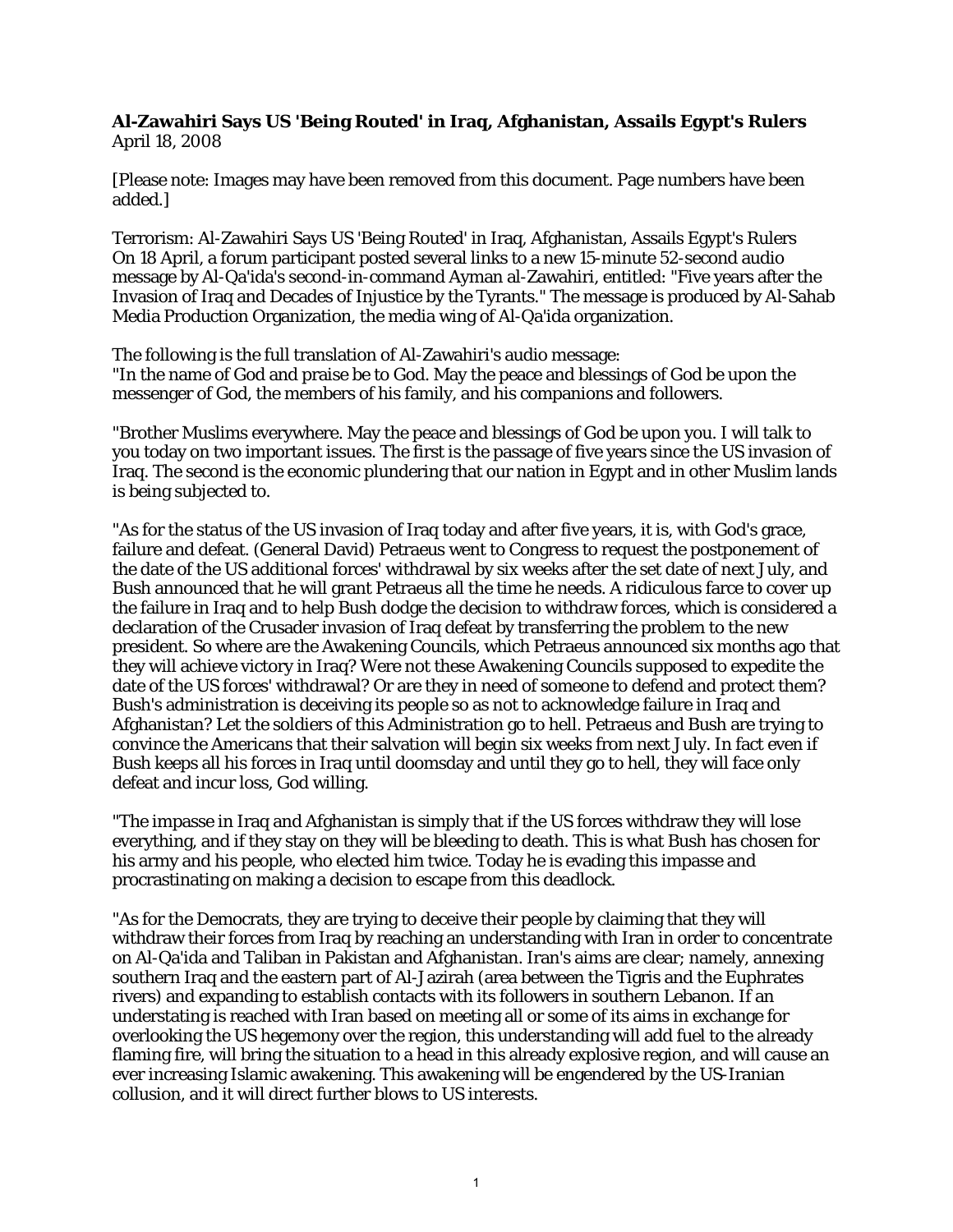**Al-Zawahiri Says US 'Being Routed' in Iraq, Afghanistan, Assails Egypt's Rulers**
April 18, 2008

[Please note: Images may have been removed from this document. Page numbers have been added.]

Terrorism: Al-Zawahiri Says US 'Being Routed' in Iraq, Afghanistan, Assails Egypt's Rulers
On 18 April, a forum participant posted several links to a new 15-minute 52-second audio message by Al-Qa'ida's second-in-command Ayman al-Zawahiri, entitled: "Five years after the Invasion of Iraq and Decades of Injustice by the Tyrants." The message is produced by Al-Sahab Media Production Organization, the media wing of Al-Qa'ida organization.

The following is the full translation of Al-Zawahiri's audio message:
"In the name of God and praise be to God. May the peace and blessings of God be upon the messenger of God, the members of his family, and his companions and followers.

"Brother Muslims everywhere. May the peace and blessings of God be upon you. I will talk to you today on two important issues. The first is the passage of five years since the US invasion of Iraq. The second is the economic plundering that our nation in Egypt and in other Muslim lands is being subjected to.

"As for the status of the US invasion of Iraq today and after five years, it is, with God's grace, failure and defeat. (General David) Petraeus went to Congress to request the postponement of the date of the US additional forces' withdrawal by six weeks after the set date of next July, and Bush announced that he will grant Petraeus all the time he needs. A ridiculous farce to cover up the failure in Iraq and to help Bush dodge the decision to withdraw forces, which is considered a declaration of the Crusader invasion of Iraq defeat by transferring the problem to the new president. So where are the Awakening Councils, which Petraeus announced six months ago that they will achieve victory in Iraq? Were not these Awakening Councils supposed to expedite the date of the US forces' withdrawal? Or are they in need of someone to defend and protect them? Bush's administration is deceiving its people so as not to acknowledge failure in Iraq and Afghanistan? Let the soldiers of this Administration go to hell. Petraeus and Bush are trying to convince the Americans that their salvation will begin six weeks from next July. In fact even if Bush keeps all his forces in Iraq until doomsday and until they go to hell, they will face only defeat and incur loss, God willing.

"The impasse in Iraq and Afghanistan is simply that if the US forces withdraw they will lose everything, and if they stay on they will be bleeding to death. This is what Bush has chosen for his army and his people, who elected him twice. Today he is evading this impasse and procrastinating on making a decision to escape from this deadlock.

"As for the Democrats, they are trying to deceive their people by claiming that they will withdraw their forces from Iraq by reaching an understanding with Iran in order to concentrate on Al-Qa'ida and Taliban in Pakistan and Afghanistan. Iran's aims are clear; namely, annexing southern Iraq and the eastern part of Al-Jazirah (area between the Tigris and the Euphrates rivers) and expanding to establish contacts with its followers in southern Lebanon. If an understating is reached with Iran based on meeting all or some of its aims in exchange for overlooking the US hegemony over the region, this understanding will add fuel to the already flaming fire, will bring the situation to a head in this already explosive region, and will cause an ever increasing Islamic awakening. This awakening will be engendered by the US-Iranian collusion, and it will direct further blows to US interests.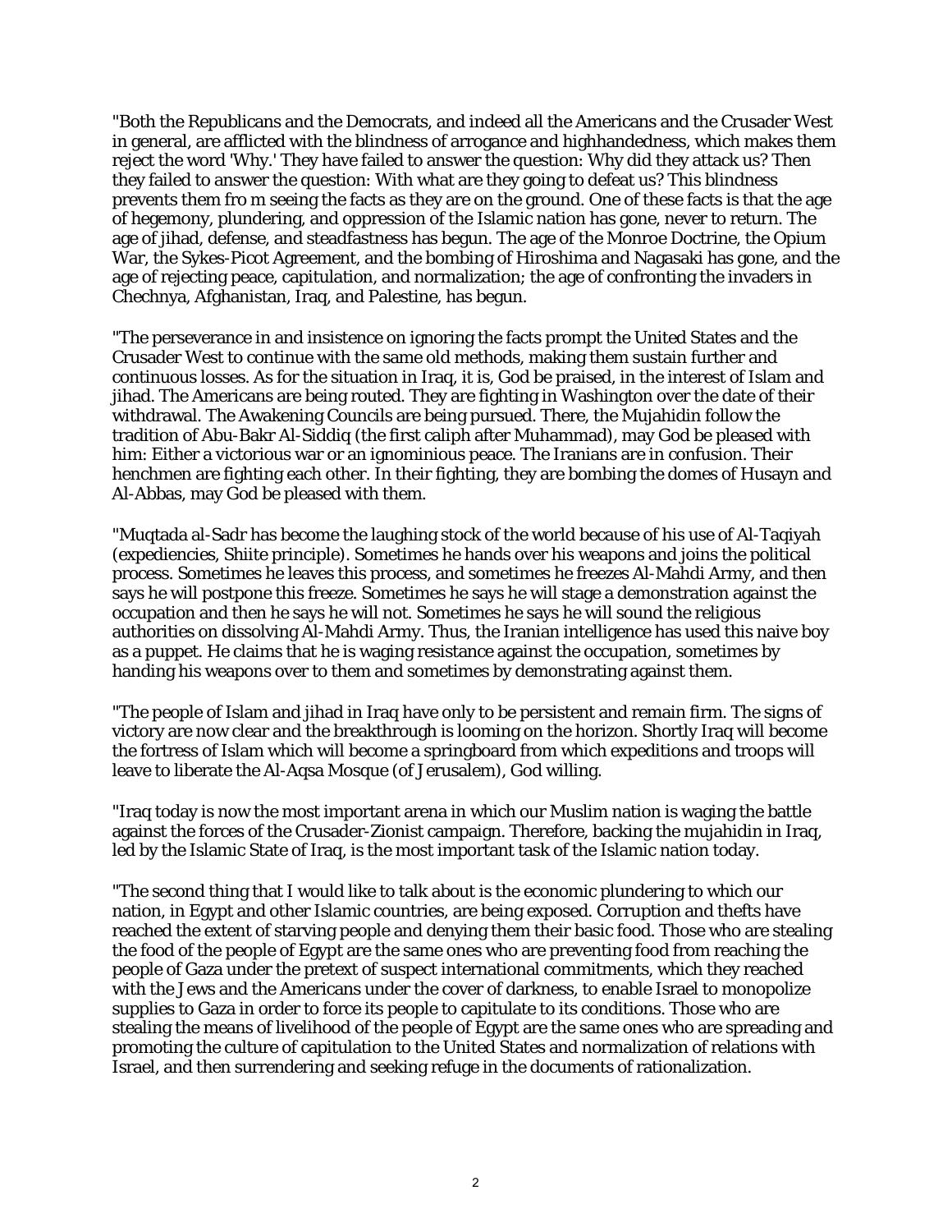"Both the Republicans and the Democrats, and indeed all the Americans and the Crusader West in general, are afflicted with the blindness of arrogance and highhandedness, which makes them reject the word 'Why.' They have failed to answer the question: Why did they attack us? Then they failed to answer the question: With what are they going to defeat us? This blindness prevents them fro m seeing the facts as they are on the ground. One of these facts is that the age of hegemony, plundering, and oppression of the Islamic nation has gone, never to return. The age of jihad, defense, and steadfastness has begun. The age of the Monroe Doctrine, the Opium War, the Sykes-Picot Agreement, and the bombing of Hiroshima and Nagasaki has gone, and the age of rejecting peace, capitulation, and normalization; the age of confronting the invaders in Chechnya, Afghanistan, Iraq, and Palestine, has begun.

"The perseverance in and insistence on ignoring the facts prompt the United States and the Crusader West to continue with the same old methods, making them sustain further and continuous losses. As for the situation in Iraq, it is, God be praised, in the interest of Islam and jihad. The Americans are being routed. They are fighting in Washington over the date of their withdrawal. The Awakening Councils are being pursued. There, the Mujahidin follow the tradition of Abu-Bakr Al-Siddiq (the first caliph after Muhammad), may God be pleased with him: Either a victorious war or an ignominious peace. The Iranians are in confusion. Their henchmen are fighting each other. In their fighting, they are bombing the domes of Husayn and Al-Abbas, may God be pleased with them.

"Muqtada al-Sadr has become the laughing stock of the world because of his use of Al-Taqiyah (expediencies, Shiite principle). Sometimes he hands over his weapons and joins the political process. Sometimes he leaves this process, and sometimes he freezes Al-Mahdi Army, and then says he will postpone this freeze. Sometimes he says he will stage a demonstration against the occupation and then he says he will not. Sometimes he says he will sound the religious authorities on dissolving Al-Mahdi Army. Thus, the Iranian intelligence has used this naive boy as a puppet. He claims that he is waging resistance against the occupation, sometimes by handing his weapons over to them and sometimes by demonstrating against them.

"The people of Islam and jihad in Iraq have only to be persistent and remain firm. The signs of victory are now clear and the breakthrough is looming on the horizon. Shortly Iraq will become the fortress of Islam which will become a springboard from which expeditions and troops will leave to liberate the Al-Aqsa Mosque (of Jerusalem), God willing.

"Iraq today is now the most important arena in which our Muslim nation is waging the battle against the forces of the Crusader-Zionist campaign. Therefore, backing the mujahidin in Iraq, led by the Islamic State of Iraq, is the most important task of the Islamic nation today.

"The second thing that I would like to talk about is the economic plundering to which our nation, in Egypt and other Islamic countries, are being exposed. Corruption and thefts have reached the extent of starving people and denying them their basic food. Those who are stealing the food of the people of Egypt are the same ones who are preventing food from reaching the people of Gaza under the pretext of suspect international commitments, which they reached with the Jews and the Americans under the cover of darkness, to enable Israel to monopolize supplies to Gaza in order to force its people to capitulate to its conditions. Those who are stealing the means of livelihood of the people of Egypt are the same ones who are spreading and promoting the culture of capitulation to the United States and normalization of relations with Israel, and then surrendering and seeking refuge in the documents of rationalization.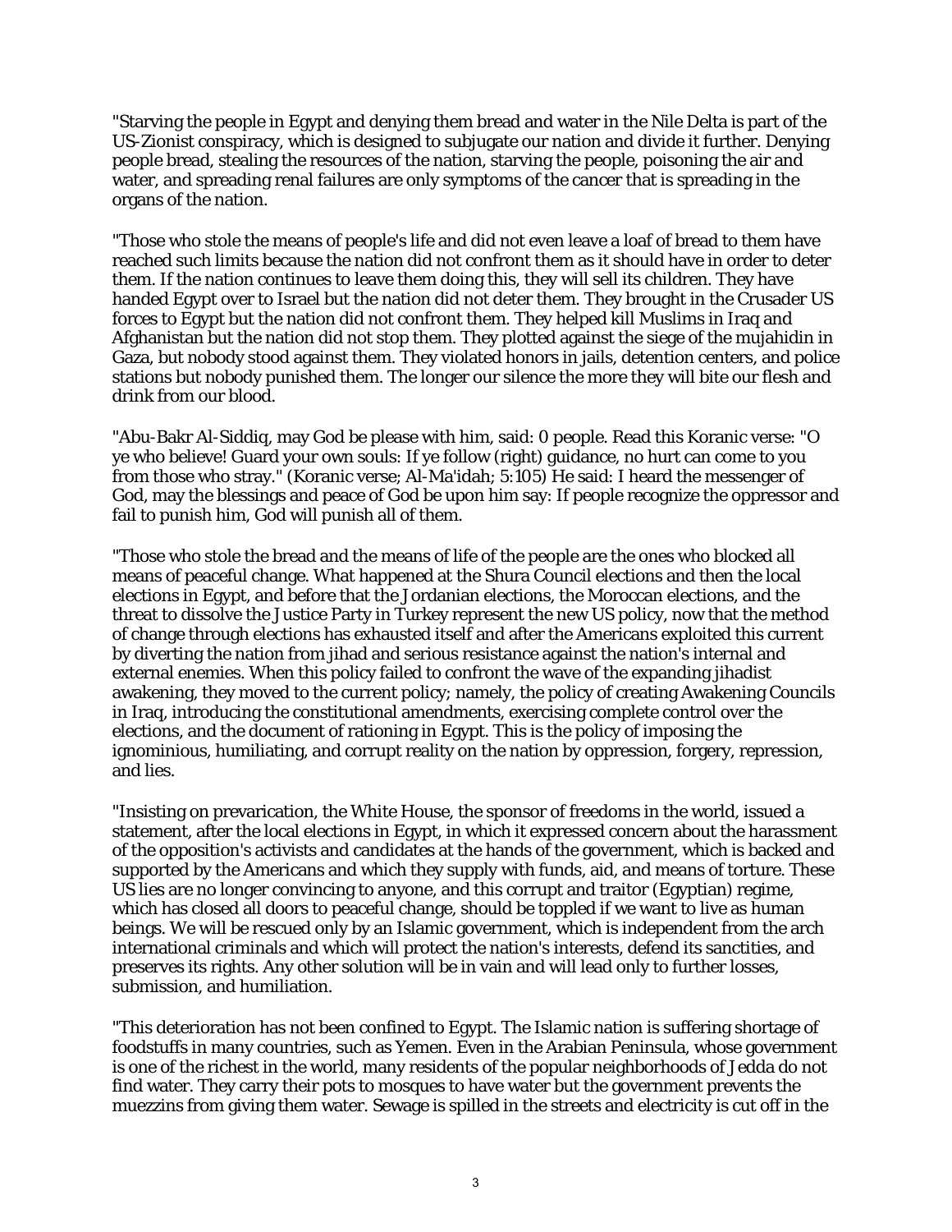"Starving the people in Egypt and denying them bread and water in the Nile Delta is part of the US-Zionist conspiracy, which is designed to subjugate our nation and divide it further. Denying people bread, stealing the resources of the nation, starving the people, poisoning the air and water, and spreading renal failures are only symptoms of the cancer that is spreading in the organs of the nation.

"Those who stole the means of people's life and did not even leave a loaf of bread to them have reached such limits because the nation did not confront them as it should have in order to deter them. If the nation continues to leave them doing this, they will sell its children. They have handed Egypt over to Israel but the nation did not deter them. They brought in the Crusader US forces to Egypt but the nation did not confront them. They helped kill Muslims in Iraq and Afghanistan but the nation did not stop them. They plotted against the siege of the mujahidin in Gaza, but nobody stood against them. They violated honors in jails, detention centers, and police stations but nobody punished them. The longer our silence the more they will bite our flesh and drink from our blood.

"Abu-Bakr Al-Siddiq, may God be please with him, said: 0 people. Read this Koranic verse: "O ye who believe! Guard your own souls: If ye follow (right) guidance, no hurt can come to you from those who stray." (Koranic verse; Al-Ma'idah; 5:105) He said: I heard the messenger of God, may the blessings and peace of God be upon him say: If people recognize the oppressor and fail to punish him, God will punish all of them.

"Those who stole the bread and the means of life of the people are the ones who blocked all means of peaceful change. What happened at the Shura Council elections and then the local elections in Egypt, and before that the Jordanian elections, the Moroccan elections, and the threat to dissolve the Justice Party in Turkey represent the new US policy, now that the method of change through elections has exhausted itself and after the Americans exploited this current by diverting the nation from jihad and serious resistance against the nation's internal and external enemies. When this policy failed to confront the wave of the expanding jihadist awakening, they moved to the current policy; namely, the policy of creating Awakening Councils in Iraq, introducing the constitutional amendments, exercising complete control over the elections, and the document of rationing in Egypt. This is the policy of imposing the ignominious, humiliating, and corrupt reality on the nation by oppression, forgery, repression, and lies.

"Insisting on prevarication, the White House, the sponsor of freedoms in the world, issued a statement, after the local elections in Egypt, in which it expressed concern about the harassment of the opposition's activists and candidates at the hands of the government, which is backed and supported by the Americans and which they supply with funds, aid, and means of torture. These US lies are no longer convincing to anyone, and this corrupt and traitor (Egyptian) regime, which has closed all doors to peaceful change, should be toppled if we want to live as human beings. We will be rescued only by an Islamic government, which is independent from the arch international criminals and which will protect the nation's interests, defend its sanctities, and preserves its rights. Any other solution will be in vain and will lead only to further losses, submission, and humiliation.

"This deterioration has not been confined to Egypt. The Islamic nation is suffering shortage of foodstuffs in many countries, such as Yemen. Even in the Arabian Peninsula, whose government is one of the richest in the world, many residents of the popular neighborhoods of Jedda do not find water. They carry their pots to mosques to have water but the government prevents the muezzins from giving them water. Sewage is spilled in the streets and electricity is cut off in the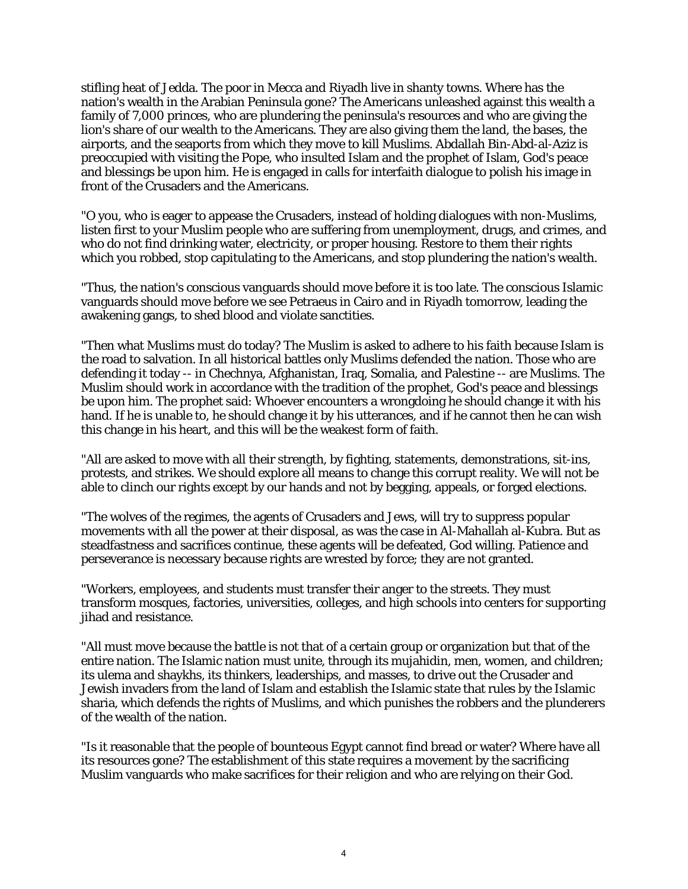stifling heat of Jedda. The poor in Mecca and Riyadh live in shanty towns. Where has the nation's wealth in the Arabian Peninsula gone? The Americans unleashed against this wealth a family of 7,000 princes, who are plundering the peninsula's resources and who are giving the lion's share of our wealth to the Americans. They are also giving them the land, the bases, the airports, and the seaports from which they move to kill Muslims. Abdallah Bin-Abd-al-Aziz is preoccupied with visiting the Pope, who insulted Islam and the prophet of Islam, God's peace and blessings be upon him. He is engaged in calls for interfaith dialogue to polish his image in front of the Crusaders and the Americans.

"O you, who is eager to appease the Crusaders, instead of holding dialogues with non-Muslims, listen first to your Muslim people who are suffering from unemployment, drugs, and crimes, and who do not find drinking water, electricity, or proper housing. Restore to them their rights which you robbed, stop capitulating to the Americans, and stop plundering the nation's wealth.

"Thus, the nation's conscious vanguards should move before it is too late. The conscious Islamic vanguards should move before we see Petraeus in Cairo and in Riyadh tomorrow, leading the awakening gangs, to shed blood and violate sanctities.

"Then what Muslims must do today? The Muslim is asked to adhere to his faith because Islam is the road to salvation. In all historical battles only Muslims defended the nation. Those who are defending it today -- in Chechnya, Afghanistan, Iraq, Somalia, and Palestine -- are Muslims. The Muslim should work in accordance with the tradition of the prophet, God's peace and blessings be upon him. The prophet said: Whoever encounters a wrongdoing he should change it with his hand. If he is unable to, he should change it by his utterances, and if he cannot then he can wish this change in his heart, and this will be the weakest form of faith.

"All are asked to move with all their strength, by fighting, statements, demonstrations, sit-ins, protests, and strikes. We should explore all means to change this corrupt reality. We will not be able to clinch our rights except by our hands and not by begging, appeals, or forged elections.

"The wolves of the regimes, the agents of Crusaders and Jews, will try to suppress popular movements with all the power at their disposal, as was the case in Al-Mahallah al-Kubra. But as steadfastness and sacrifices continue, these agents will be defeated, God willing. Patience and perseverance is necessary because rights are wrested by force; they are not granted.

"Workers, employees, and students must transfer their anger to the streets. They must transform mosques, factories, universities, colleges, and high schools into centers for supporting jihad and resistance.

"All must move because the battle is not that of a certain group or organization but that of the entire nation. The Islamic nation must unite, through its mujahidin, men, women, and children; its ulema and shaykhs, its thinkers, leaderships, and masses, to drive out the Crusader and Jewish invaders from the land of Islam and establish the Islamic state that rules by the Islamic sharia, which defends the rights of Muslims, and which punishes the robbers and the plunderers of the wealth of the nation.

"Is it reasonable that the people of bounteous Egypt cannot find bread or water? Where have all its resources gone? The establishment of this state requires a movement by the sacrificing Muslim vanguards who make sacrifices for their religion and who are relying on their God.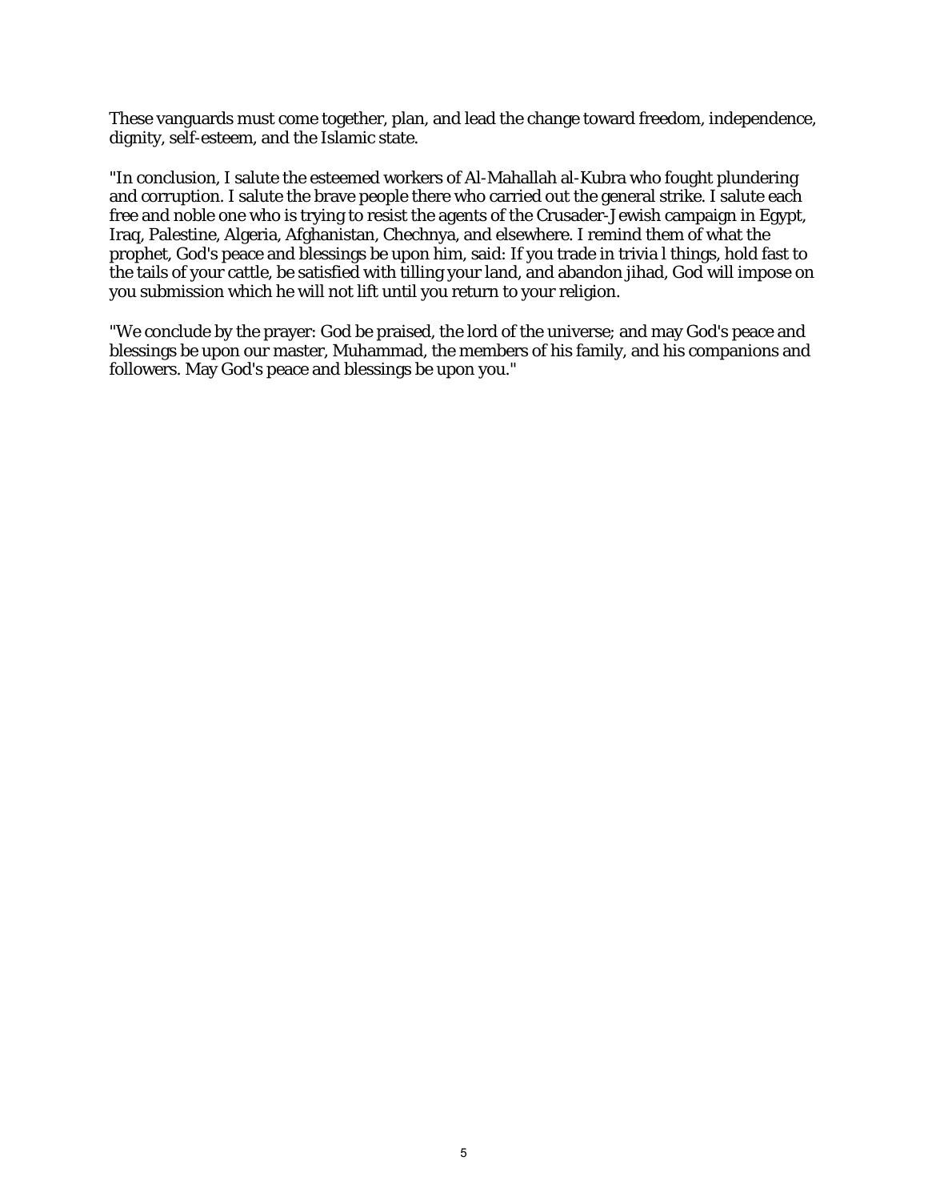These vanguards must come together, plan, and lead the change toward freedom, independence, dignity, self-esteem, and the Islamic state.

"In conclusion, I salute the esteemed workers of Al-Mahallah al-Kubra who fought plundering and corruption. I salute the brave people there who carried out the general strike. I salute each free and noble one who is trying to resist the agents of the Crusader-Jewish campaign in Egypt, Iraq, Palestine, Algeria, Afghanistan, Chechnya, and elsewhere. I remind them of what the prophet, God's peace and blessings be upon him, said: If you trade in trivia l things, hold fast to the tails of your cattle, be satisfied with tilling your land, and abandon jihad, God will impose on you submission which he will not lift until you return to your religion.

"We conclude by the prayer: God be praised, the lord of the universe; and may God's peace and blessings be upon our master, Muhammad, the members of his family, and his companions and followers. May God's peace and blessings be upon you."